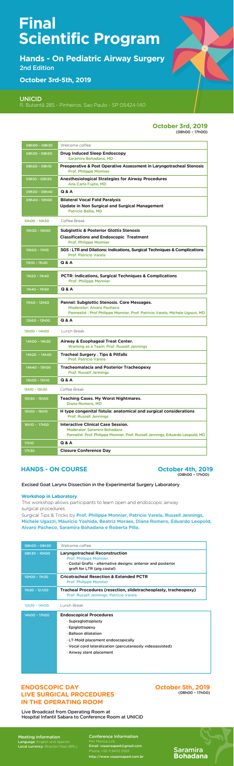# Final Scientific Program

## Hands - On Pediatric Airway Surgery

2nd Edition

## October 3rd-5th, 2019

**UNICID**

R. Butantã 285 - Pinheiros, Sao Paulo - SP 05424-140

### October 3rd, 2019

(08h00 - 17h00)

| Time | Session |
|---|---|
| 08h00 - 08h30 | Welcome coffee |
| 08h30 - 08h50 | **Drug Induced Sleep Endoscopy**<br>Saramira Bohadana, MD |
| 08h50 - 09h10 | **Preoperative & Post Operative Assessment in Laryngotracheal Stenosis**<br>Prof. Philippe Monnier |
| 09h10 - 09h30 | **Anesthesiological Strategies for Airway Procedures**<br>Ana Carla Fujita, MD |
| 09h30 - 09h40 | **Q & A** |
| 09h40 - 10h00 | **Bilateral Vocal Fold Paralysis**<br>**Update in Non Surgical and Surgical Management**<br>Patricio Bellia, MD |
| 10h00 - 10h30 | Coffee Break |
| 10h30 - 10h50 | **Subglottic & Posterior Glottis Stenosis**<br>**Classifications and Endoscopic Treatment**<br>Prof. Philippe Monnier |
| 10h50 - 11h10 | **SGS : LTR and Dilations: Indications, Surgical Techniques & Complications**<br>Prof. Patricio Varela |
| 11h10 - 11h20 | **Q & A** |
| 11h20 - 11h40 | **PCTR: Indications, Surgical Techniques & Complications**<br>Prof. Philippe Monnier |
| 11h40 - 11h50 | **Q & A** |
| 11h50 - 12h50 | **Pannel: Subglottic Stenosis. Core Messages.**<br>Moderator: Alvaro Pacheco<br>Pannelist : Prof Philippe Monnier, Prof. Patricio Varela, Michele Ugazzi, MD |
| 12h50 - 13h00 | **Q & A** |
| 13h00 - 14h00 | Lunch Break |
| 14h00 - 14h20 | **Airway & Esophageal Treat Center.**<br>Working as a Team: Prof. Russell Jennings |
| 14h20 - 14h40 | **Tracheal Surgery . Tips & Pitfalls**<br>Prof. Patricio Varela |
| 14h40 - 15h00 | **Tracheomalacia and Posterior Tracheopexy**<br>Prof. Russell Jennings |
| 15h00 - 15h10 | **Q & A** |
| 15h10 - 15h30 | Coffee Break |
| 15h30 - 15h50 | **Teaching Cases. My Worst Nightmares.**<br>Diana Romero, MD |
| 15h50 - 16h10 | **H type congenital fistula: anatomical and surgical considerations**<br>Prof. Russell Jennings |
| 16h10 - 17h00 | **Interactive Clinical Case Session.**<br>Moderator: Saramira Bohadana<br>Pannelist: Prof. Philippe Monnier, Prof. Russell Jennings, Eduardo Leopold, MD |
| 17h10 | **Q & A** |
| 17h30 | **Closure Conference Day** |

## HANDS - ON COURSE

### October 4th, 2019

(08h00 - 17h00)

Excised Goat Larynx Dissection in the Experimental Surgery Laboratory

**Workshop in Laboratory**

This workshop allows participants to learn open and endoscopic airway surgical procedures.

Surgical Tips & Tricks by **Prof. Philippe Monnier, Patricio Varela, Russell Jennings, Michele Ugazzi, Mauricio Yoshida, Beatriz Moraes, Diana Romero, Eduardo Leopold, Alvaro Pacheco, Saramira Bohadana e Roberta Pilla.**

| Time | Session |
|---|---|
| 08h00 - 08h30 | Welcome coffee |
| 08h30 - 10h00 | **Laryngotracheal Reconstruction**<br>Prof. Philippe Monnier<br>- Costal Grafts - alternative designs: anterior and posterior graft for LTR (pig costal) |
| 10h00 - 11h30 | **Cricotracheal Resection & Extended PCTR**<br>Prof. Philippe Monnier |
| 11h30 - 12.h30 | **Tracheal Procedures (resection, slidetracheoplasty, tracheopexy)**<br>Prof. Russell Jennings, Patricio Varela |
| 12h30 - 14h00 | Lunch Break |
| 14h00 - 17h00 | **Endoscopical Procedures**<br>- Supraglottoplasty<br>- Epiglottopexy<br>- Balloon dilatation<br>- LT-Mold placement endoscopically<br>- Vocal cord lateralization (percutaneoly videoassisted)<br>- Airway stent placement |

## ENDOSCOPIC DAY LIVE SURGICAL PROCEDURES IN THE OPERATING ROOM

### October 5th, 2019

(08h00 - 17h00)

Live Broadcast from Operating Room at Hospital Infantil Sabara to Conference Room at UNICID

**Meeting Information**

**Language:** English and Spanish

**Local currency:** Brazilian Real (BRL)

**Conference Information**

Mrs Mônica Lira

Email: viaaereaped@gmail.com

Phone: +55 11 94112 2593

http://www.viaaereaped.com.br

Saramira Bohadana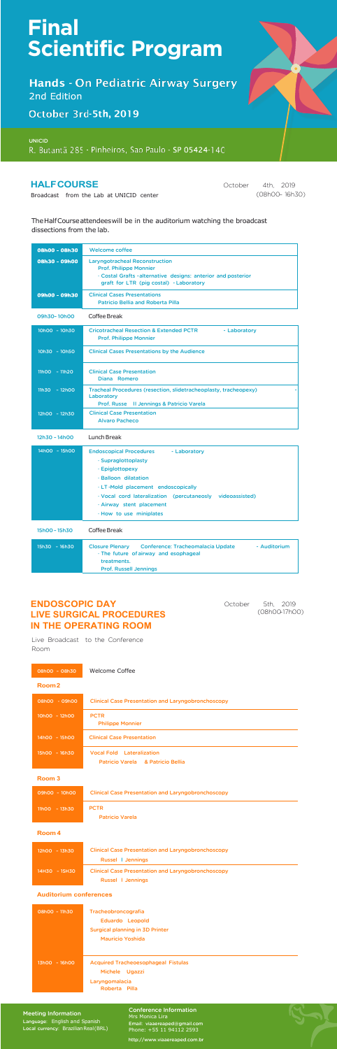# Final Scientific Program

## Hands - On Pediatric Airway Surgery
2nd Edition

October 3rd-5th, 2019

UNICID
R. Butantã 285 - Pinheiros, Sao Paulo - SP 05424-140

## HALF COURSE

Broadcast from the Lab at UNICID center

October 4th, 2019 (08h00- 16h30)

The Half Course attendees will be in the auditorium watching the broadcast dissections from the lab.

| | |
|---|---|
| 08h00 - 08h30 | Welcome coffee |
| 08h30 - 09h00 | Laryngotracheal Reconstruction<br>Prof. Philippe Monnier<br>· Costal Grafts - alternative designs: anterior and posterior graft for LTR (pig costal) - Laboratory |
| 09h00 - 09h30 | Clinical Cases Presentations<br>Patricio Bellia and Roberta Pilla |
| 09h30- 10h00 | Coffee Break |
| 10h00 - 10h30 | Cricotracheal Resection & Extended PCTR - Laboratory<br>Prof. Philippe Monnier |
| 10h30 - 10h50 | Clinical Cases Presentations by the Audience |
| 11h00 - 11h20 | Clinical Case Presentation<br>Diana Romero |
| 11h30 - 12h00 | Tracheal Procedures (resection, slidetracheoplasty, tracheopexy) - Laboratory<br>Prof. Russe ll Jennings & Patricio Varela |
| 12h00 - 12h30 | Clinical Case Presentation<br>Alvaro Pacheco |
| 12h30 - 14h00 | Lunch Break |
| 14h00 - 15h00 | Endoscopical Procedures - Laboratory<br>· Supraglottoplasty<br>· Epiglottopexy<br>· Balloon dilatation<br>· LT-Mold placement endoscopically<br>· Vocal cord lateralization (percutaneosly videoassisted)<br>· Airway stent placement<br>· How to use miniplates |
| 15h00 - 15h30 | Coffee Break |
| 15h30 - 16h30 | Closure Plenary Conference: Tracheomalacia Update - Auditorium<br>· The future of airway and esophageal treatments.<br>Prof. Russell Jennings |

## ENDOSCOPIC DAY LIVE SURGICAL PROCEDURES IN THE OPERATING ROOM

October 5th, 2019 (08h00-17h00)

Live Broadcast to the Conference Room

| | |
|---|---|
| 08h00 - 08h30 | Welcome Coffee |
| **Room 2** | |
| 08h00 - 09h00 | Clinical Case Presentation and Laryngobronchoscopy |
| 10h00 - 12h00 | PCTR<br>Philippe Monnier |
| 14h00 - 15h00 | Clinical Case Presentation |
| 15h00 - 16h30 | Vocal Fold Lateralization<br>Patricio Varela & Patricio Bellia |
| **Room 3** | |
| 09h00 - 10h00 | Clinical Case Presentation and Laryngobronchoscopy |
| 11h00 - 13h30 | PCTR<br>Patricio Varela |
| **Room 4** | |
| 12h00 - 13h30 | Clinical Case Presentation and Laryngobronchoscopy<br>Russel l Jennings |
| 14h30 - 15h30 | Clinical Case Presentation and Laryngobronchoscopy<br>Russel l Jennings |
| **Auditorium conferences** | |
| 08h00 - 11h30 | Tracheobroncografia<br>Eduardo Leopold<br>Surgical planning in 3D Printer<br>Mauricio Yoshida |
| 13h00 - 16h00 | Acquired Tracheoesophageal Fistulas<br>Michele Ugazi<br>Laryngomalacia<br>Roberta Pilla |

**Meeting Information**
Language: English and Spanish
Local currency: Brazilian Real (BRL)

**Conference Information**
Mrs Monica Lira
Email: viaaereaped@gmail.com
Phone: +55 11 94112 2593
http://www.viaaereaped.com.br